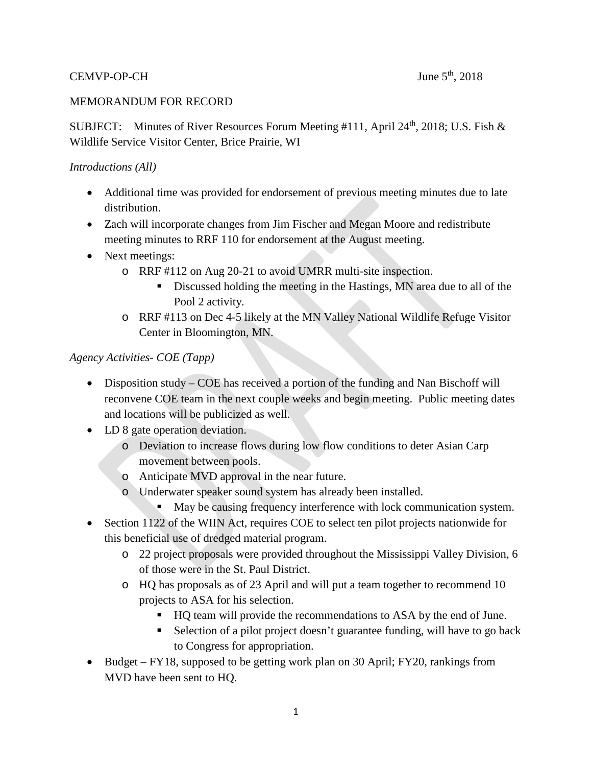CEMVP-OP-CH June 5th, 2018

MEMORANDUM FOR RECORD

SUBJECT: Minutes of River Resources Forum Meeting #111, April 24th, 2018; U.S. Fish & Wildlife Service Visitor Center, Brice Prairie, WI

*Introductions (All)*

- Additional time was provided for endorsement of previous meeting minutes due to late distribution.
- Zach will incorporate changes from Jim Fischer and Megan Moore and redistribute meeting minutes to RRF 110 for endorsement at the August meeting.
- Next meetings:
  - RRF #112 on Aug 20-21 to avoid UMRR multi-site inspection.
    - Discussed holding the meeting in the Hastings, MN area due to all of the Pool 2 activity.
  - RRF #113 on Dec 4-5 likely at the MN Valley National Wildlife Refuge Visitor Center in Bloomington, MN.

*Agency Activities- COE (Tapp)*

- Disposition study – COE has received a portion of the funding and Nan Bischoff will reconvene COE team in the next couple weeks and begin meeting. Public meeting dates and locations will be publicized as well.
- LD 8 gate operation deviation.
  - Deviation to increase flows during low flow conditions to deter Asian Carp movement between pools.
  - Anticipate MVD approval in the near future.
  - Underwater speaker sound system has already been installed.
    - May be causing frequency interference with lock communication system.
- Section 1122 of the WIIN Act, requires COE to select ten pilot projects nationwide for this beneficial use of dredged material program.
  - 22 project proposals were provided throughout the Mississippi Valley Division, 6 of those were in the St. Paul District.
  - HQ has proposals as of 23 April and will put a team together to recommend 10 projects to ASA for his selection.
    - HQ team will provide the recommendations to ASA by the end of June.
    - Selection of a pilot project doesn't guarantee funding, will have to go back to Congress for appropriation.
- Budget – FY18, supposed to be getting work plan on 30 April; FY20, rankings from MVD have been sent to HQ.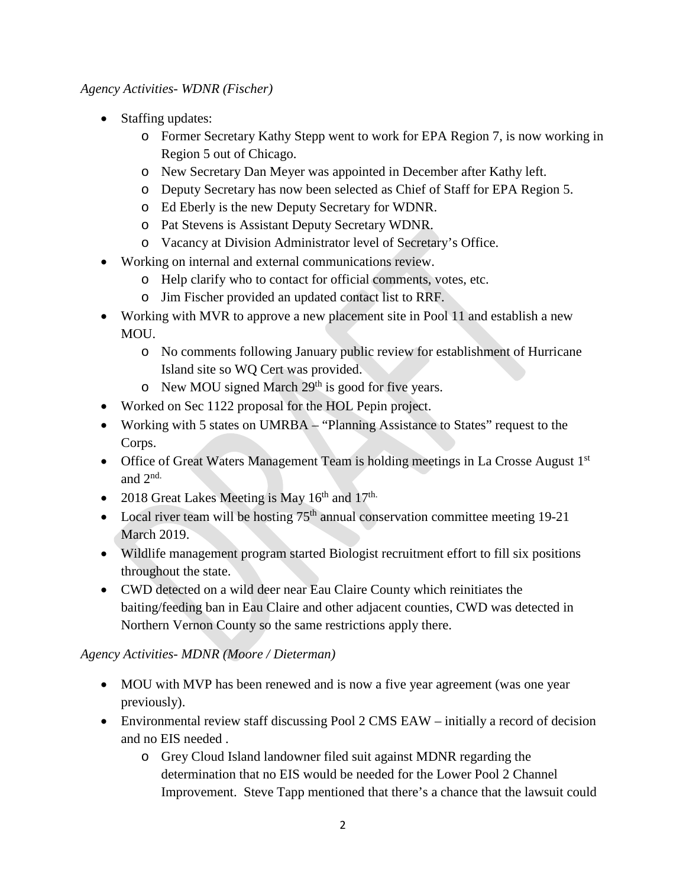*Agency Activities- WDNR (Fischer)*

- Staffing updates:
  - Former Secretary Kathy Stepp went to work for EPA Region 7, is now working in Region 5 out of Chicago.
  - New Secretary Dan Meyer was appointed in December after Kathy left.
  - Deputy Secretary has now been selected as Chief of Staff for EPA Region 5.
  - Ed Eberly is the new Deputy Secretary for WDNR.
  - Pat Stevens is Assistant Deputy Secretary WDNR.
  - Vacancy at Division Administrator level of Secretary's Office.
- Working on internal and external communications review.
  - Help clarify who to contact for official comments, votes, etc.
  - Jim Fischer provided an updated contact list to RRF.
- Working with MVR to approve a new placement site in Pool 11 and establish a new MOU.
  - No comments following January public review for establishment of Hurricane Island site so WQ Cert was provided.
  - New MOU signed March 29th is good for five years.
- Worked on Sec 1122 proposal for the HOL Pepin project.
- Working with 5 states on UMRBA – "Planning Assistance to States" request to the Corps.
- Office of Great Waters Management Team is holding meetings in La Crosse August 1st and 2nd.
- 2018 Great Lakes Meeting is May 16th and 17th.
- Local river team will be hosting 75th annual conservation committee meeting 19-21 March 2019.
- Wildlife management program started Biologist recruitment effort to fill six positions throughout the state.
- CWD detected on a wild deer near Eau Claire County which reinitiates the baiting/feeding ban in Eau Claire and other adjacent counties, CWD was detected in Northern Vernon County so the same restrictions apply there.

*Agency Activities- MDNR (Moore / Dieterman)*

- MOU with MVP has been renewed and is now a five year agreement (was one year previously).
- Environmental review staff discussing Pool 2 CMS EAW – initially a record of decision and no EIS needed .
  - Grey Cloud Island landowner filed suit against MDNR regarding the determination that no EIS would be needed for the Lower Pool 2 Channel Improvement. Steve Tapp mentioned that there's a chance that the lawsuit could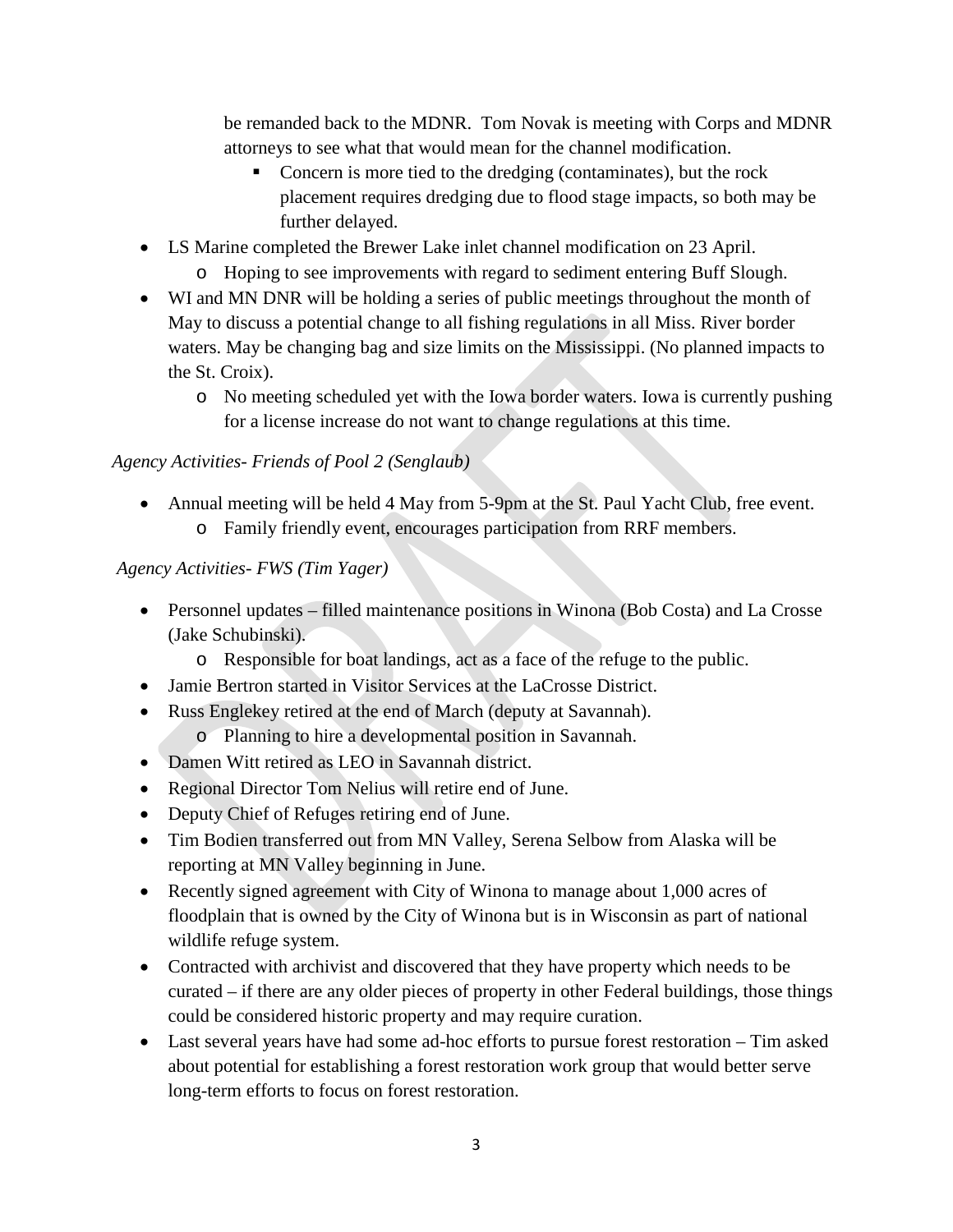be remanded back to the MDNR. Tom Novak is meeting with Corps and MDNR attorneys to see what that would mean for the channel modification.

    - Concern is more tied to the dredging (contaminates), but the rock placement requires dredging due to flood stage impacts, so both may be further delayed.

- LS Marine completed the Brewer Lake inlet channel modification on 23 April.
    - Hoping to see improvements with regard to sediment entering Buff Slough.
- WI and MN DNR will be holding a series of public meetings throughout the month of May to discuss a potential change to all fishing regulations in all Miss. River border waters. May be changing bag and size limits on the Mississippi. (No planned impacts to the St. Croix).
    - No meeting scheduled yet with the Iowa border waters. Iowa is currently pushing for a license increase do not want to change regulations at this time.

*Agency Activities- Friends of Pool 2 (Senglaub)*

- Annual meeting will be held 4 May from 5-9pm at the St. Paul Yacht Club, free event.
    - Family friendly event, encourages participation from RRF members.

*Agency Activities- FWS (Tim Yager)*

- Personnel updates – filled maintenance positions in Winona (Bob Costa) and La Crosse (Jake Schubinski).
    - Responsible for boat landings, act as a face of the refuge to the public.
- Jamie Bertron started in Visitor Services at the LaCrosse District.
- Russ Englekey retired at the end of March (deputy at Savannah).
    - Planning to hire a developmental position in Savannah.
- Damen Witt retired as LEO in Savannah district.
- Regional Director Tom Nelius will retire end of June.
- Deputy Chief of Refuges retiring end of June.
- Tim Bodien transferred out from MN Valley, Serena Selbow from Alaska will be reporting at MN Valley beginning in June.
- Recently signed agreement with City of Winona to manage about 1,000 acres of floodplain that is owned by the City of Winona but is in Wisconsin as part of national wildlife refuge system.
- Contracted with archivist and discovered that they have property which needs to be curated – if there are any older pieces of property in other Federal buildings, those things could be considered historic property and may require curation.
- Last several years have had some ad-hoc efforts to pursue forest restoration – Tim asked about potential for establishing a forest restoration work group that would better serve long-term efforts to focus on forest restoration.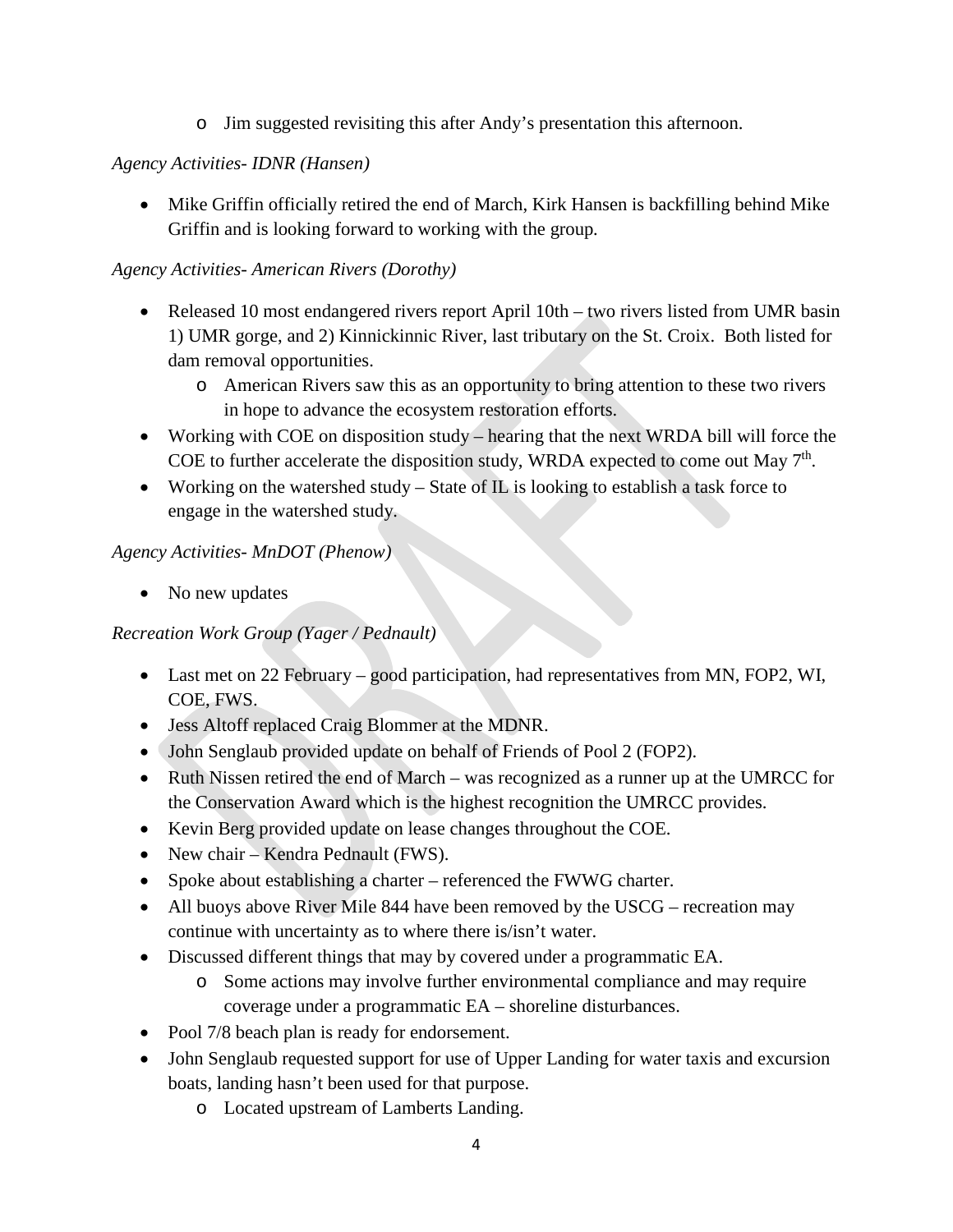- Jim suggested revisiting this after Andy's presentation this afternoon.

*Agency Activities- IDNR (Hansen)*

- Mike Griffin officially retired the end of March, Kirk Hansen is backfilling behind Mike Griffin and is looking forward to working with the group.

*Agency Activities- American Rivers (Dorothy)*

- Released 10 most endangered rivers report April 10th – two rivers listed from UMR basin 1) UMR gorge, and 2) Kinnickinnic River, last tributary on the St. Croix. Both listed for dam removal opportunities.
  - American Rivers saw this as an opportunity to bring attention to these two rivers in hope to advance the ecosystem restoration efforts.
- Working with COE on disposition study – hearing that the next WRDA bill will force the COE to further accelerate the disposition study, WRDA expected to come out May 7th.
- Working on the watershed study – State of IL is looking to establish a task force to engage in the watershed study.

*Agency Activities- MnDOT (Phenow)*

- No new updates

*Recreation Work Group (Yager / Pednault)*

- Last met on 22 February – good participation, had representatives from MN, FOP2, WI, COE, FWS.
- Jess Altoff replaced Craig Blommer at the MDNR.
- John Senglaub provided update on behalf of Friends of Pool 2 (FOP2).
- Ruth Nissen retired the end of March – was recognized as a runner up at the UMRCC for the Conservation Award which is the highest recognition the UMRCC provides.
- Kevin Berg provided update on lease changes throughout the COE.
- New chair – Kendra Pednault (FWS).
- Spoke about establishing a charter – referenced the FWWG charter.
- All buoys above River Mile 844 have been removed by the USCG – recreation may continue with uncertainty as to where there is/isn't water.
- Discussed different things that may by covered under a programmatic EA.
  - Some actions may involve further environmental compliance and may require coverage under a programmatic EA – shoreline disturbances.
- Pool 7/8 beach plan is ready for endorsement.
- John Senglaub requested support for use of Upper Landing for water taxis and excursion boats, landing hasn't been used for that purpose.
  - Located upstream of Lamberts Landing.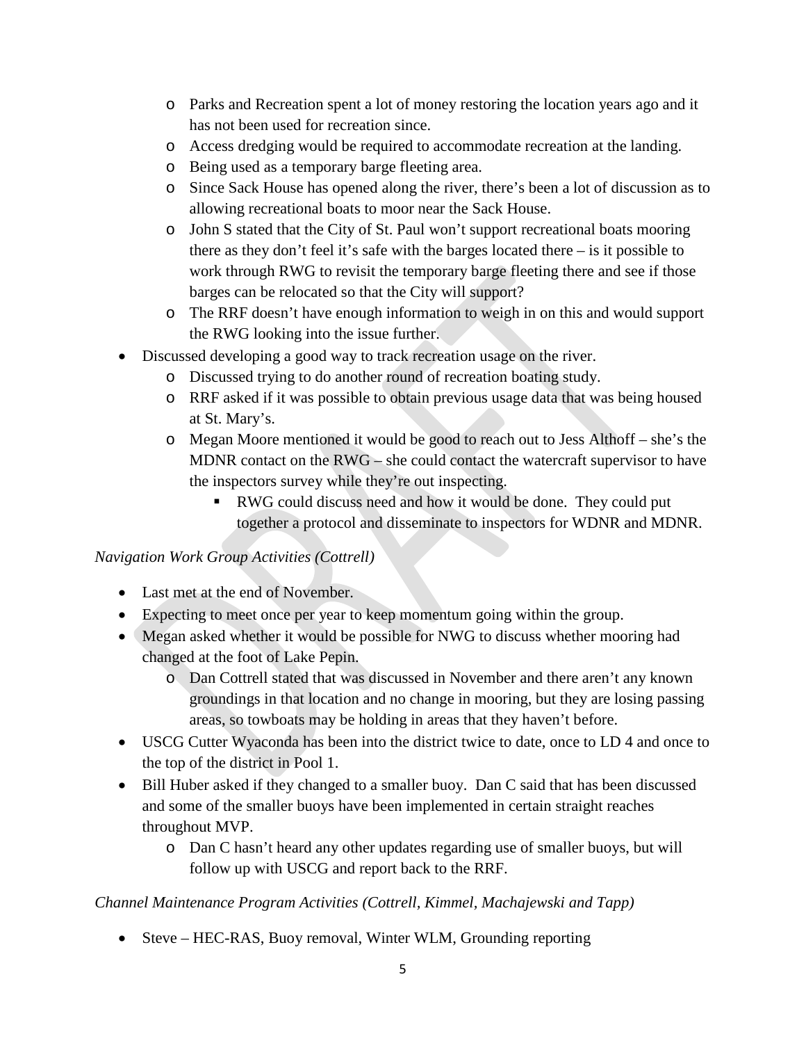- Parks and Recreation spent a lot of money restoring the location years ago and it has not been used for recreation since.
  - Access dredging would be required to accommodate recreation at the landing.
  - Being used as a temporary barge fleeting area.
  - Since Sack House has opened along the river, there's been a lot of discussion as to allowing recreational boats to moor near the Sack House.
  - John S stated that the City of St. Paul won't support recreational boats mooring there as they don't feel it's safe with the barges located there – is it possible to work through RWG to revisit the temporary barge fleeting there and see if those barges can be relocated so that the City will support?
  - The RRF doesn't have enough information to weigh in on this and would support the RWG looking into the issue further.
- Discussed developing a good way to track recreation usage on the river.
  - Discussed trying to do another round of recreation boating study.
  - RRF asked if it was possible to obtain previous usage data that was being housed at St. Mary's.
  - Megan Moore mentioned it would be good to reach out to Jess Althoff – she's the MDNR contact on the RWG – she could contact the watercraft supervisor to have the inspectors survey while they're out inspecting.
    - RWG could discuss need and how it would be done. They could put together a protocol and disseminate to inspectors for WDNR and MDNR.

*Navigation Work Group Activities (Cottrell)*

- Last met at the end of November.
- Expecting to meet once per year to keep momentum going within the group.
- Megan asked whether it would be possible for NWG to discuss whether mooring had changed at the foot of Lake Pepin.
  - Dan Cottrell stated that was discussed in November and there aren't any known groundings in that location and no change in mooring, but they are losing passing areas, so towboats may be holding in areas that they haven't before.
- USCG Cutter Wyaconda has been into the district twice to date, once to LD 4 and once to the top of the district in Pool 1.
- Bill Huber asked if they changed to a smaller buoy. Dan C said that has been discussed and some of the smaller buoys have been implemented in certain straight reaches throughout MVP.
  - Dan C hasn't heard any other updates regarding use of smaller buoys, but will follow up with USCG and report back to the RRF.

*Channel Maintenance Program Activities (Cottrell, Kimmel, Machajewski and Tapp)*

- Steve – HEC-RAS, Buoy removal, Winter WLM, Grounding reporting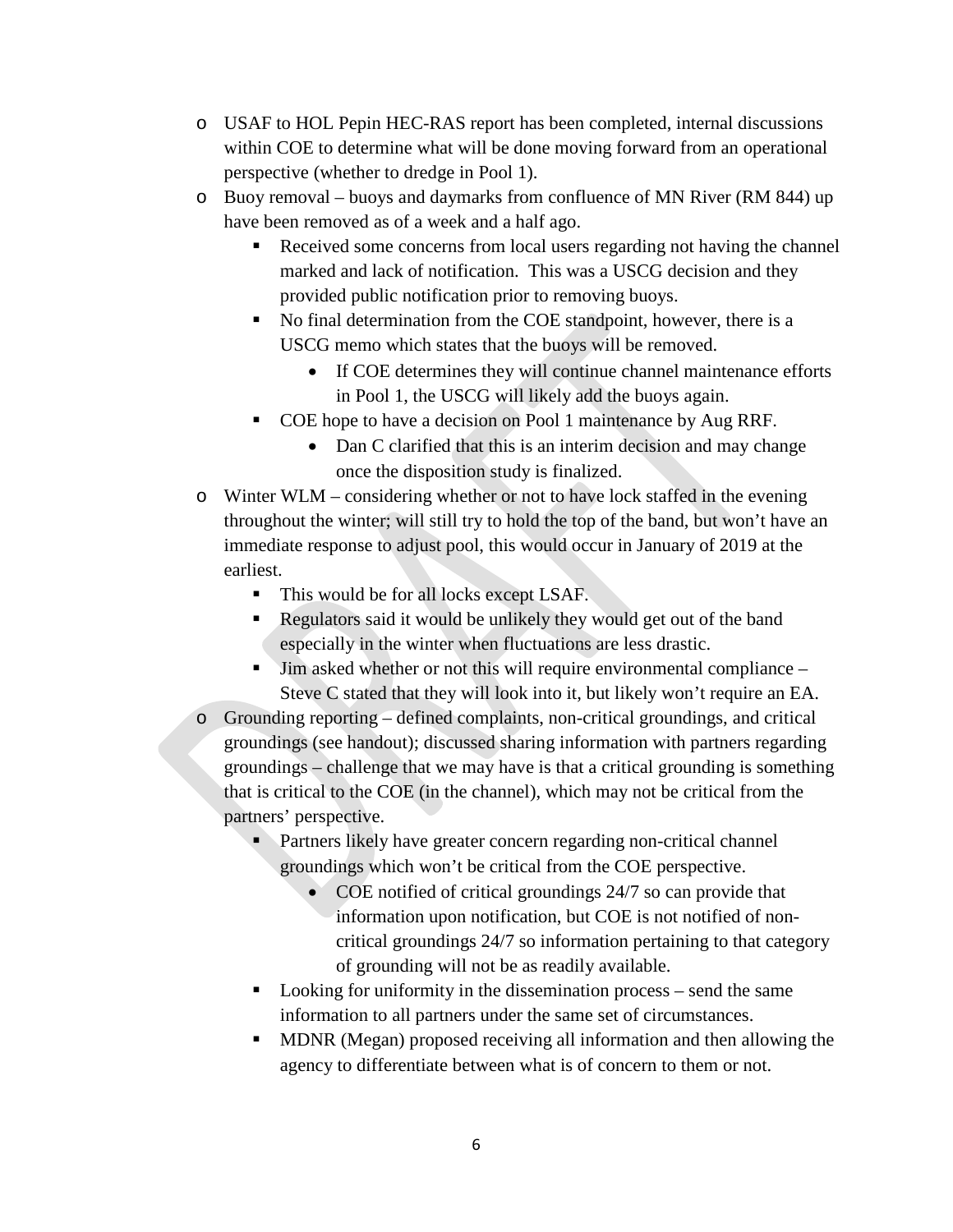- USAF to HOL Pepin HEC-RAS report has been completed, internal discussions within COE to determine what will be done moving forward from an operational perspective (whether to dredge in Pool 1).
- Buoy removal – buoys and daymarks from confluence of MN River (RM 844) up have been removed as of a week and a half ago.
    - Received some concerns from local users regarding not having the channel marked and lack of notification. This was a USCG decision and they provided public notification prior to removing buoys.
    - No final determination from the COE standpoint, however, there is a USCG memo which states that the buoys will be removed.
        - If COE determines they will continue channel maintenance efforts in Pool 1, the USCG will likely add the buoys again.
    - COE hope to have a decision on Pool 1 maintenance by Aug RRF.
        - Dan C clarified that this is an interim decision and may change once the disposition study is finalized.
- Winter WLM – considering whether or not to have lock staffed in the evening throughout the winter; will still try to hold the top of the band, but won't have an immediate response to adjust pool, this would occur in January of 2019 at the earliest.
    - This would be for all locks except LSAF.
    - Regulators said it would be unlikely they would get out of the band especially in the winter when fluctuations are less drastic.
    - Jim asked whether or not this will require environmental compliance – Steve C stated that they will look into it, but likely won't require an EA.
- Grounding reporting – defined complaints, non-critical groundings, and critical groundings (see handout); discussed sharing information with partners regarding groundings – challenge that we may have is that a critical grounding is something that is critical to the COE (in the channel), which may not be critical from the partners' perspective.
    - Partners likely have greater concern regarding non-critical channel groundings which won't be critical from the COE perspective.
        - COE notified of critical groundings 24/7 so can provide that information upon notification, but COE is not notified of non-critical groundings 24/7 so information pertaining to that category of grounding will not be as readily available.
    - Looking for uniformity in the dissemination process – send the same information to all partners under the same set of circumstances.
    - MDNR (Megan) proposed receiving all information and then allowing the agency to differentiate between what is of concern to them or not.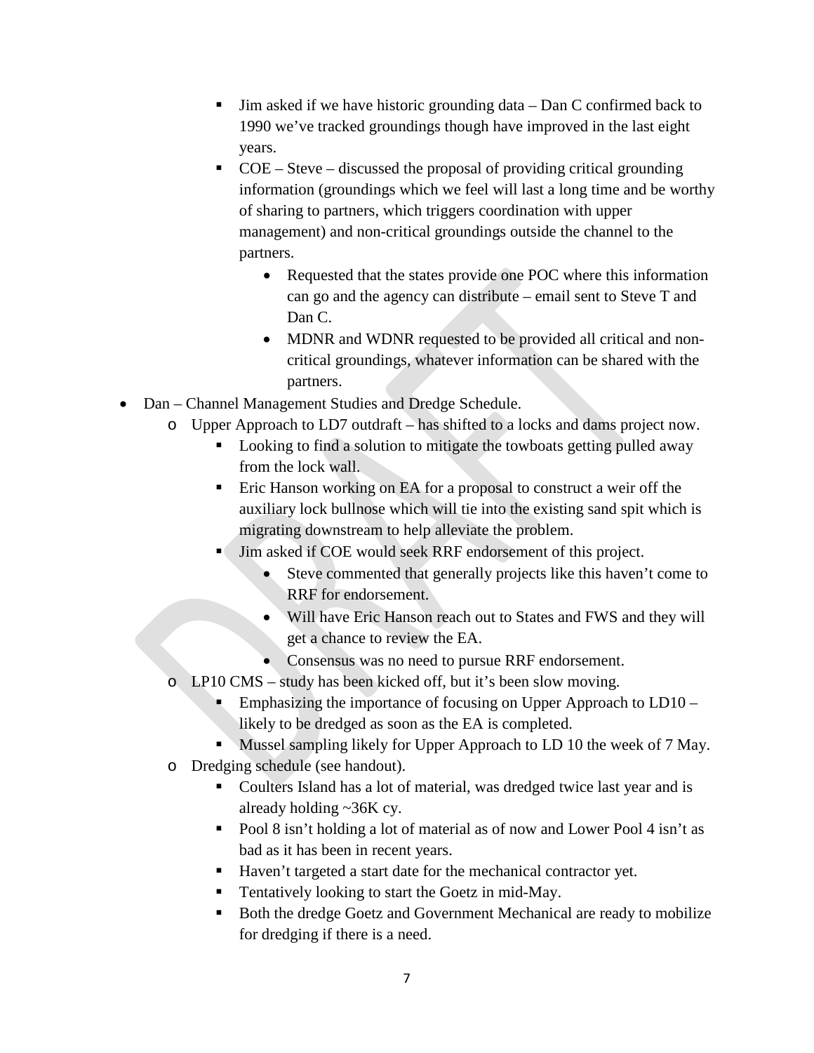- Jim asked if we have historic grounding data – Dan C confirmed back to 1990 we've tracked groundings though have improved in the last eight years.
        - COE – Steve – discussed the proposal of providing critical grounding information (groundings which we feel will last a long time and be worthy of sharing to partners, which triggers coordination with upper management) and non-critical groundings outside the channel to the partners.
            - Requested that the states provide one POC where this information can go and the agency can distribute – email sent to Steve T and Dan C.
            - MDNR and WDNR requested to be provided all critical and non-critical groundings, whatever information can be shared with the partners.
- Dan – Channel Management Studies and Dredge Schedule.
    - Upper Approach to LD7 outdraft – has shifted to a locks and dams project now.
        - Looking to find a solution to mitigate the towboats getting pulled away from the lock wall.
        - Eric Hanson working on EA for a proposal to construct a weir off the auxiliary lock bullnose which will tie into the existing sand spit which is migrating downstream to help alleviate the problem.
        - Jim asked if COE would seek RRF endorsement of this project.
            - Steve commented that generally projects like this haven't come to RRF for endorsement.
            - Will have Eric Hanson reach out to States and FWS and they will get a chance to review the EA.
            - Consensus was no need to pursue RRF endorsement.
    - LP10 CMS – study has been kicked off, but it's been slow moving.
        - Emphasizing the importance of focusing on Upper Approach to LD10 – likely to be dredged as soon as the EA is completed.
        - Mussel sampling likely for Upper Approach to LD 10 the week of 7 May.
    - Dredging schedule (see handout).
        - Coulters Island has a lot of material, was dredged twice last year and is already holding ~36K cy.
        - Pool 8 isn't holding a lot of material as of now and Lower Pool 4 isn't as bad as it has been in recent years.
        - Haven't targeted a start date for the mechanical contractor yet.
        - Tentatively looking to start the Goetz in mid-May.
        - Both the dredge Goetz and Government Mechanical are ready to mobilize for dredging if there is a need.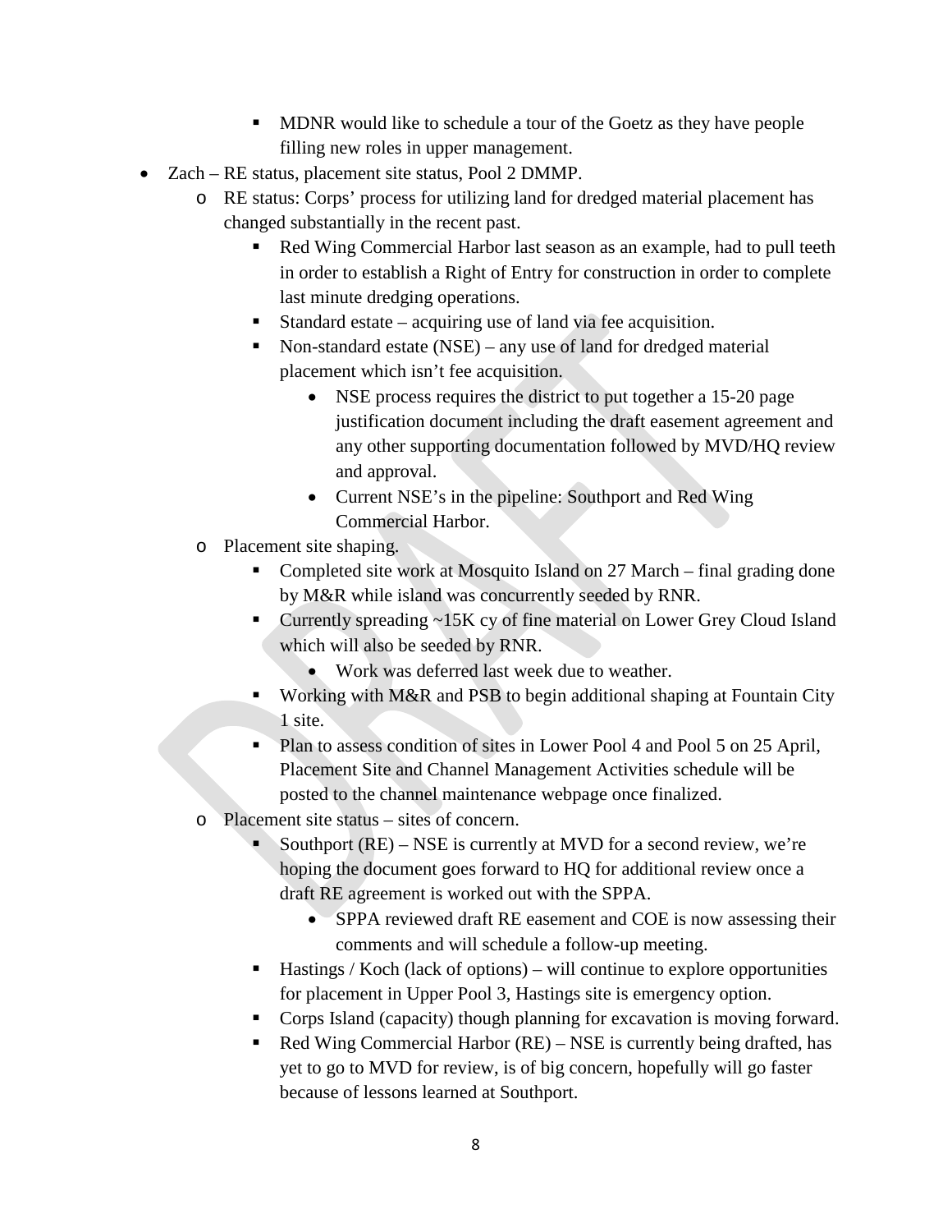- MDNR would like to schedule a tour of the Goetz as they have people filling new roles in upper management.
- Zach – RE status, placement site status, Pool 2 DMMP.
    - RE status: Corps' process for utilizing land for dredged material placement has changed substantially in the recent past.
        - Red Wing Commercial Harbor last season as an example, had to pull teeth in order to establish a Right of Entry for construction in order to complete last minute dredging operations.
        - Standard estate – acquiring use of land via fee acquisition.
        - Non-standard estate (NSE) – any use of land for dredged material placement which isn't fee acquisition.
            - NSE process requires the district to put together a 15-20 page justification document including the draft easement agreement and any other supporting documentation followed by MVD/HQ review and approval.
            - Current NSE's in the pipeline: Southport and Red Wing Commercial Harbor.
    - Placement site shaping.
        - Completed site work at Mosquito Island on 27 March – final grading done by M&R while island was concurrently seeded by RNR.
        - Currently spreading ~15K cy of fine material on Lower Grey Cloud Island which will also be seeded by RNR.
            - Work was deferred last week due to weather.
        - Working with M&R and PSB to begin additional shaping at Fountain City 1 site.
        - Plan to assess condition of sites in Lower Pool 4 and Pool 5 on 25 April, Placement Site and Channel Management Activities schedule will be posted to the channel maintenance webpage once finalized.
    - Placement site status – sites of concern.
        - Southport (RE) – NSE is currently at MVD for a second review, we're hoping the document goes forward to HQ for additional review once a draft RE agreement is worked out with the SPPA.
            - SPPA reviewed draft RE easement and COE is now assessing their comments and will schedule a follow-up meeting.
        - Hastings / Koch (lack of options) – will continue to explore opportunities for placement in Upper Pool 3, Hastings site is emergency option.
        - Corps Island (capacity) though planning for excavation is moving forward.
        - Red Wing Commercial Harbor (RE) – NSE is currently being drafted, has yet to go to MVD for review, is of big concern, hopefully will go faster because of lessons learned at Southport.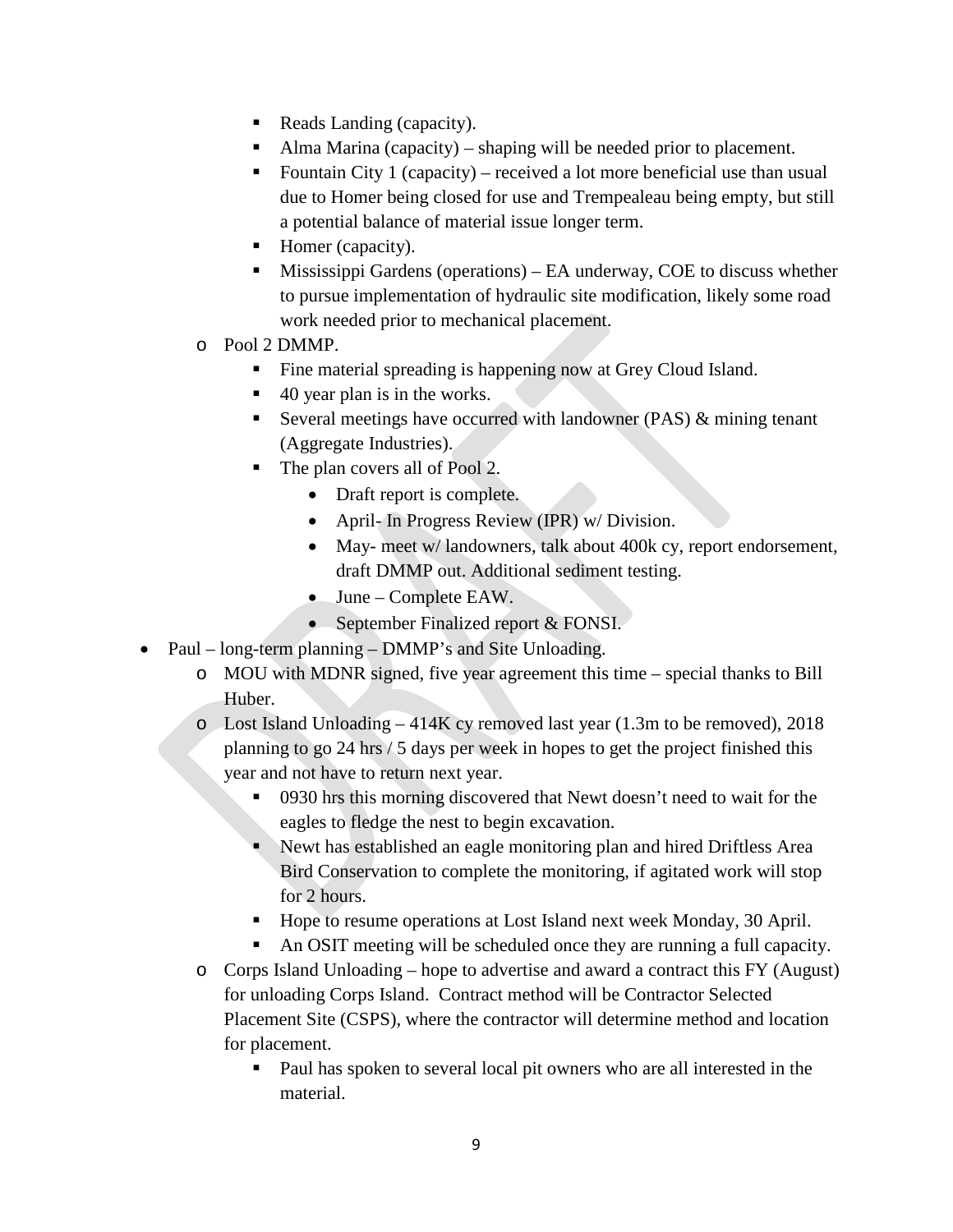- Reads Landing (capacity).
    - Alma Marina (capacity) – shaping will be needed prior to placement.
    - Fountain City 1 (capacity) – received a lot more beneficial use than usual due to Homer being closed for use and Trempealeau being empty, but still a potential balance of material issue longer term.
    - Homer (capacity).
    - Mississippi Gardens (operations) – EA underway, COE to discuss whether to pursue implementation of hydraulic site modification, likely some road work needed prior to mechanical placement.
  - Pool 2 DMMP.
    - Fine material spreading is happening now at Grey Cloud Island.
    - 40 year plan is in the works.
    - Several meetings have occurred with landowner (PAS) & mining tenant (Aggregate Industries).
    - The plan covers all of Pool 2.
      - Draft report is complete.
      - April- In Progress Review (IPR) w/ Division.
      - May- meet w/ landowners, talk about 400k cy, report endorsement, draft DMMP out. Additional sediment testing.
      - June – Complete EAW.
      - September Finalized report & FONSI.
- Paul – long-term planning – DMMP's and Site Unloading.
  - MOU with MDNR signed, five year agreement this time – special thanks to Bill Huber.
  - Lost Island Unloading – 414K cy removed last year (1.3m to be removed), 2018 planning to go 24 hrs / 5 days per week in hopes to get the project finished this year and not have to return next year.
    - 0930 hrs this morning discovered that Newt doesn't need to wait for the eagles to fledge the nest to begin excavation.
    - Newt has established an eagle monitoring plan and hired Driftless Area Bird Conservation to complete the monitoring, if agitated work will stop for 2 hours.
    - Hope to resume operations at Lost Island next week Monday, 30 April.
    - An OSIT meeting will be scheduled once they are running a full capacity.
  - Corps Island Unloading – hope to advertise and award a contract this FY (August) for unloading Corps Island. Contract method will be Contractor Selected Placement Site (CSPS), where the contractor will determine method and location for placement.
    - Paul has spoken to several local pit owners who are all interested in the material.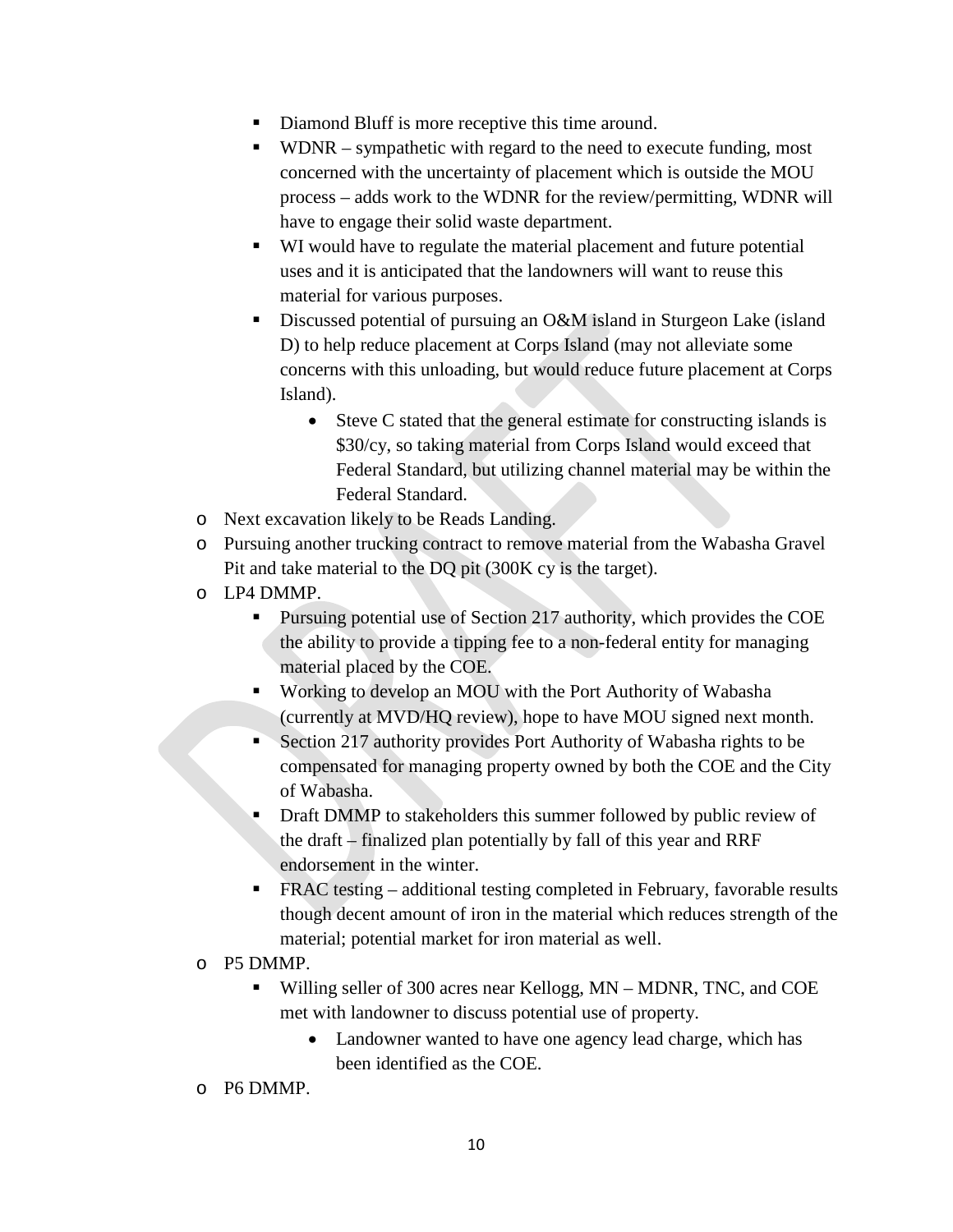- Diamond Bluff is more receptive this time around.
    - WDNR – sympathetic with regard to the need to execute funding, most concerned with the uncertainty of placement which is outside the MOU process – adds work to the WDNR for the review/permitting, WDNR will have to engage their solid waste department.
    - WI would have to regulate the material placement and future potential uses and it is anticipated that the landowners will want to reuse this material for various purposes.
    - Discussed potential of pursuing an O&M island in Sturgeon Lake (island D) to help reduce placement at Corps Island (may not alleviate some concerns with this unloading, but would reduce future placement at Corps Island).
        - Steve C stated that the general estimate for constructing islands is \$30/cy, so taking material from Corps Island would exceed that Federal Standard, but utilizing channel material may be within the Federal Standard.
- Next excavation likely to be Reads Landing.
- Pursuing another trucking contract to remove material from the Wabasha Gravel Pit and take material to the DQ pit (300K cy is the target).
- LP4 DMMP.
    - Pursuing potential use of Section 217 authority, which provides the COE the ability to provide a tipping fee to a non-federal entity for managing material placed by the COE.
    - Working to develop an MOU with the Port Authority of Wabasha (currently at MVD/HQ review), hope to have MOU signed next month.
    - Section 217 authority provides Port Authority of Wabasha rights to be compensated for managing property owned by both the COE and the City of Wabasha.
    - Draft DMMP to stakeholders this summer followed by public review of the draft – finalized plan potentially by fall of this year and RRF endorsement in the winter.
    - FRAC testing – additional testing completed in February, favorable results though decent amount of iron in the material which reduces strength of the material; potential market for iron material as well.
- P5 DMMP.
    - Willing seller of 300 acres near Kellogg, MN – MDNR, TNC, and COE met with landowner to discuss potential use of property.
        - Landowner wanted to have one agency lead charge, which has been identified as the COE.
- P6 DMMP.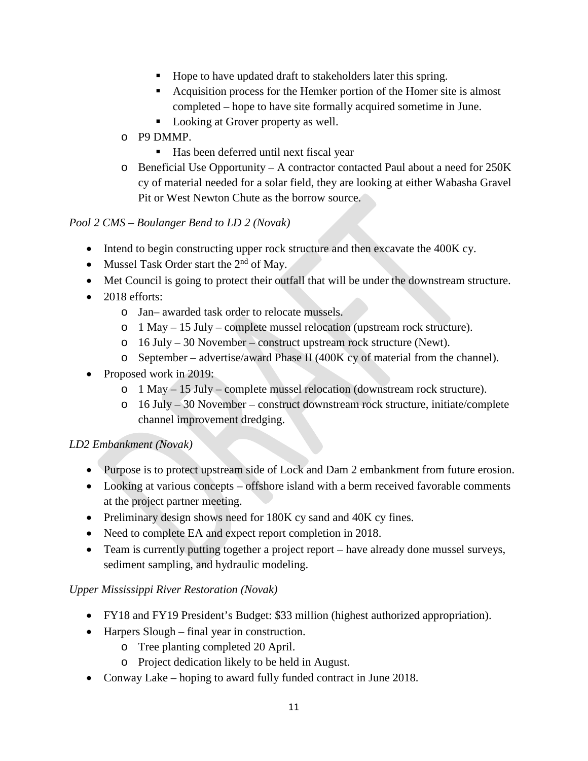- Hope to have updated draft to stakeholders later this spring.
        - Acquisition process for the Hemker portion of the Homer site is almost completed – hope to have site formally acquired sometime in June.
        - Looking at Grover property as well.
    - P9 DMMP.
        - Has been deferred until next fiscal year
    - Beneficial Use Opportunity – A contractor contacted Paul about a need for 250K cy of material needed for a solar field, they are looking at either Wabasha Gravel Pit or West Newton Chute as the borrow source.

*Pool 2 CMS – Boulanger Bend to LD 2 (Novak)*

- Intend to begin constructing upper rock structure and then excavate the 400K cy.
- Mussel Task Order start the 2nd of May.
- Met Council is going to protect their outfall that will be under the downstream structure.
- 2018 efforts:
    - Jan– awarded task order to relocate mussels.
    - 1 May – 15 July – complete mussel relocation (upstream rock structure).
    - 16 July – 30 November – construct upstream rock structure (Newt).
    - September – advertise/award Phase II (400K cy of material from the channel).
- Proposed work in 2019:
    - 1 May – 15 July – complete mussel relocation (downstream rock structure).
    - 16 July – 30 November – construct downstream rock structure, initiate/complete channel improvement dredging.

*LD2 Embankment (Novak)*

- Purpose is to protect upstream side of Lock and Dam 2 embankment from future erosion.
- Looking at various concepts – offshore island with a berm received favorable comments at the project partner meeting.
- Preliminary design shows need for 180K cy sand and 40K cy fines.
- Need to complete EA and expect report completion in 2018.
- Team is currently putting together a project report – have already done mussel surveys, sediment sampling, and hydraulic modeling.

*Upper Mississippi River Restoration (Novak)*

- FY18 and FY19 President's Budget: $33 million (highest authorized appropriation).
- Harpers Slough – final year in construction.
    - Tree planting completed 20 April.
    - Project dedication likely to be held in August.
- Conway Lake – hoping to award fully funded contract in June 2018.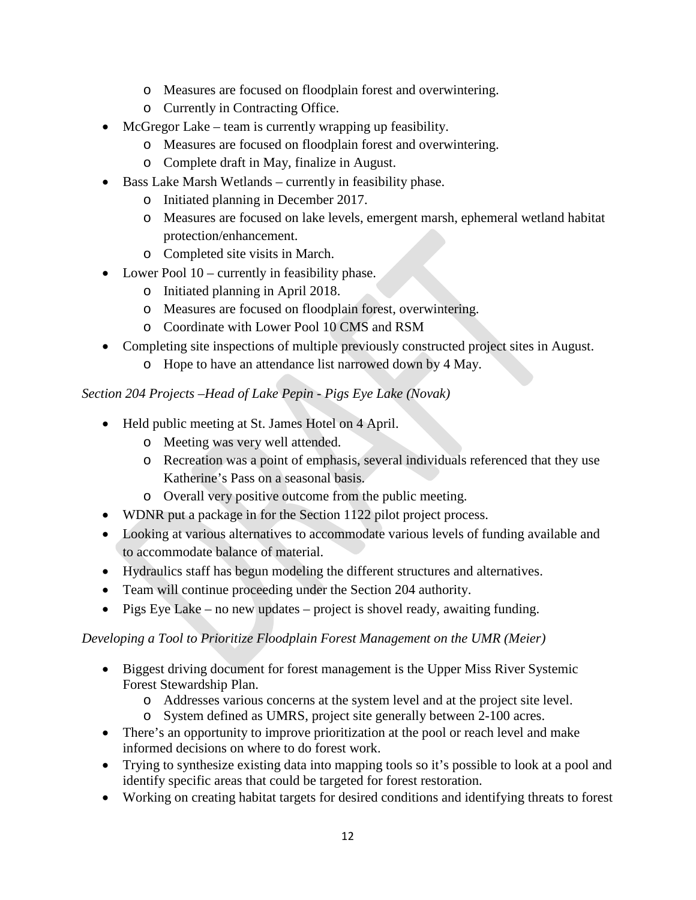- Measures are focused on floodplain forest and overwintering.
    - Currently in Contracting Office.
- McGregor Lake – team is currently wrapping up feasibility.
    - Measures are focused on floodplain forest and overwintering.
    - Complete draft in May, finalize in August.
- Bass Lake Marsh Wetlands – currently in feasibility phase.
    - Initiated planning in December 2017.
    - Measures are focused on lake levels, emergent marsh, ephemeral wetland habitat protection/enhancement.
    - Completed site visits in March.
- Lower Pool 10 – currently in feasibility phase.
    - Initiated planning in April 2018.
    - Measures are focused on floodplain forest, overwintering.
    - Coordinate with Lower Pool 10 CMS and RSM
- Completing site inspections of multiple previously constructed project sites in August.
    - Hope to have an attendance list narrowed down by 4 May.

*Section 204 Projects –Head of Lake Pepin - Pigs Eye Lake (Novak)*

- Held public meeting at St. James Hotel on 4 April.
    - Meeting was very well attended.
    - Recreation was a point of emphasis, several individuals referenced that they use Katherine's Pass on a seasonal basis.
    - Overall very positive outcome from the public meeting.
- WDNR put a package in for the Section 1122 pilot project process.
- Looking at various alternatives to accommodate various levels of funding available and to accommodate balance of material.
- Hydraulics staff has begun modeling the different structures and alternatives.
- Team will continue proceeding under the Section 204 authority.
- Pigs Eye Lake – no new updates – project is shovel ready, awaiting funding.

*Developing a Tool to Prioritize Floodplain Forest Management on the UMR (Meier)*

- Biggest driving document for forest management is the Upper Miss River Systemic Forest Stewardship Plan.
    - Addresses various concerns at the system level and at the project site level.
    - System defined as UMRS, project site generally between 2-100 acres.
- There's an opportunity to improve prioritization at the pool or reach level and make informed decisions on where to do forest work.
- Trying to synthesize existing data into mapping tools so it's possible to look at a pool and identify specific areas that could be targeted for forest restoration.
- Working on creating habitat targets for desired conditions and identifying threats to forest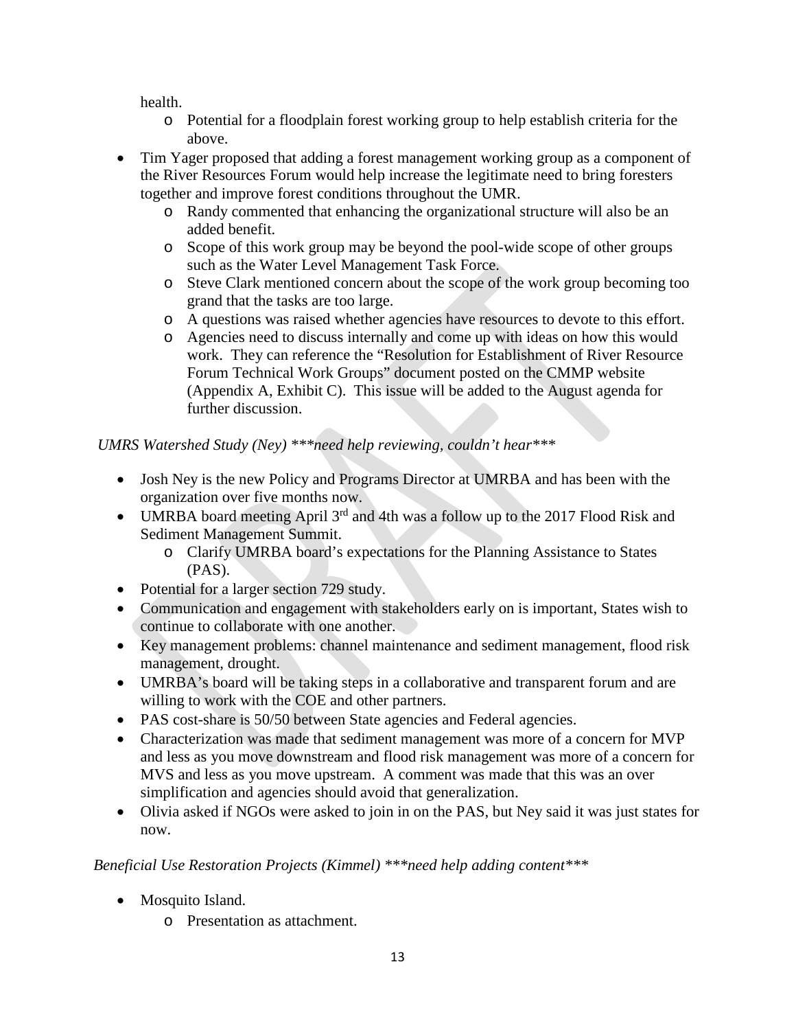health.
  - Potential for a floodplain forest working group to help establish criteria for the above.
- Tim Yager proposed that adding a forest management working group as a component of the River Resources Forum would help increase the legitimate need to bring foresters together and improve forest conditions throughout the UMR.
  - Randy commented that enhancing the organizational structure will also be an added benefit.
  - Scope of this work group may be beyond the pool-wide scope of other groups such as the Water Level Management Task Force.
  - Steve Clark mentioned concern about the scope of the work group becoming too grand that the tasks are too large.
  - A questions was raised whether agencies have resources to devote to this effort.
  - Agencies need to discuss internally and come up with ideas on how this would work. They can reference the "Resolution for Establishment of River Resource Forum Technical Work Groups" document posted on the CMMP website (Appendix A, Exhibit C). This issue will be added to the August agenda for further discussion.

*UMRS Watershed Study (Ney) ***need help reviewing, couldn't hear****

- Josh Ney is the new Policy and Programs Director at UMRBA and has been with the organization over five months now.
- UMRBA board meeting April 3rd and 4th was a follow up to the 2017 Flood Risk and Sediment Management Summit.
  - Clarify UMRBA board's expectations for the Planning Assistance to States (PAS).
- Potential for a larger section 729 study.
- Communication and engagement with stakeholders early on is important, States wish to continue to collaborate with one another.
- Key management problems: channel maintenance and sediment management, flood risk management, drought.
- UMRBA's board will be taking steps in a collaborative and transparent forum and are willing to work with the COE and other partners.
- PAS cost-share is 50/50 between State agencies and Federal agencies.
- Characterization was made that sediment management was more of a concern for MVP and less as you move downstream and flood risk management was more of a concern for MVS and less as you move upstream. A comment was made that this was an over simplification and agencies should avoid that generalization.
- Olivia asked if NGOs were asked to join in on the PAS, but Ney said it was just states for now.

*Beneficial Use Restoration Projects (Kimmel) ***need help adding content****

- Mosquito Island.
  - Presentation as attachment.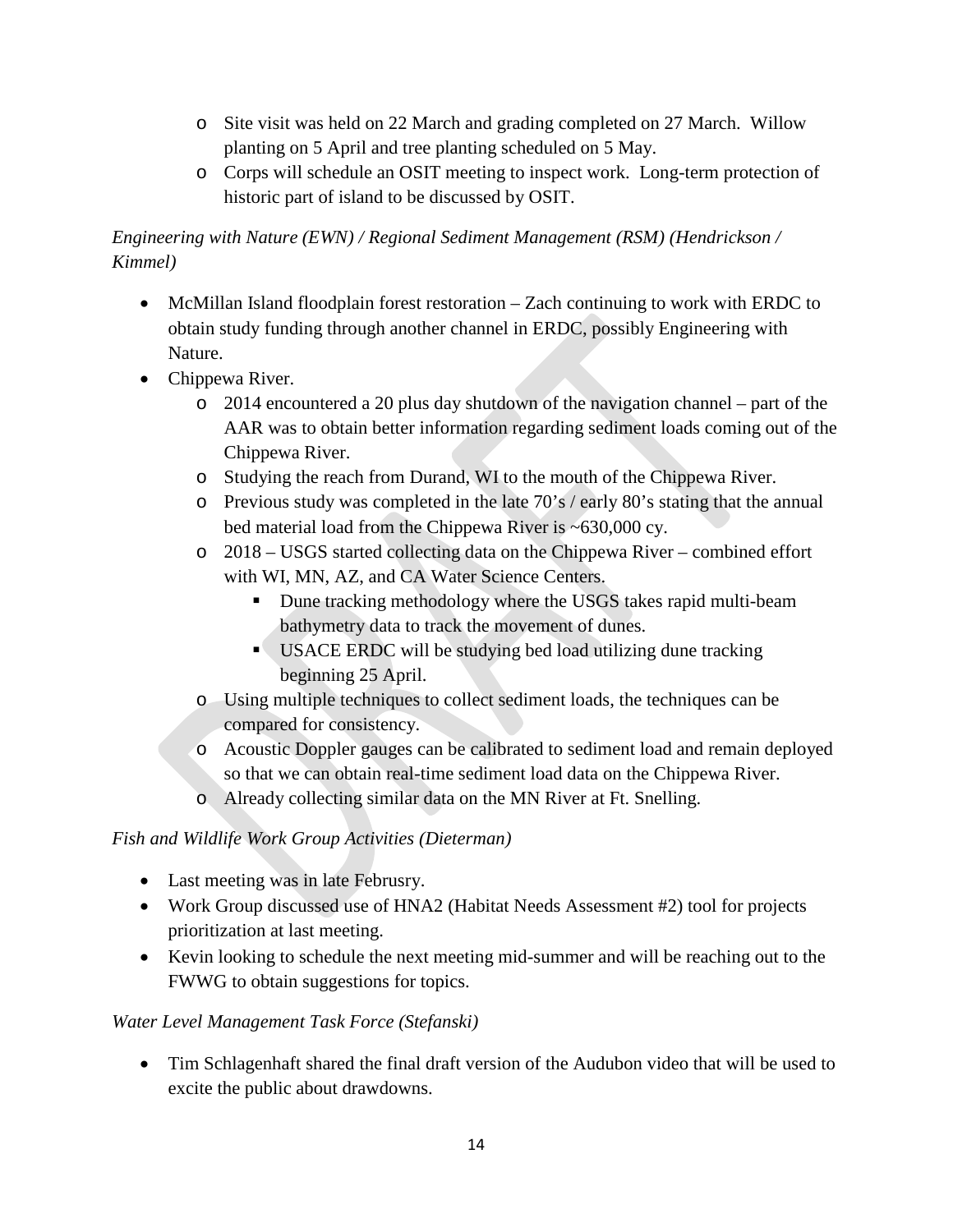- Site visit was held on 22 March and grading completed on 27 March. Willow planting on 5 April and tree planting scheduled on 5 May.
  - Corps will schedule an OSIT meeting to inspect work. Long-term protection of historic part of island to be discussed by OSIT.

*Engineering with Nature (EWN) / Regional Sediment Management (RSM) (Hendrickson / Kimmel)*

- McMillan Island floodplain forest restoration – Zach continuing to work with ERDC to obtain study funding through another channel in ERDC, possibly Engineering with Nature.
- Chippewa River.
  - 2014 encountered a 20 plus day shutdown of the navigation channel – part of the AAR was to obtain better information regarding sediment loads coming out of the Chippewa River.
  - Studying the reach from Durand, WI to the mouth of the Chippewa River.
  - Previous study was completed in the late 70's / early 80's stating that the annual bed material load from the Chippewa River is ~630,000 cy.
  - 2018 – USGS started collecting data on the Chippewa River – combined effort with WI, MN, AZ, and CA Water Science Centers.
    - Dune tracking methodology where the USGS takes rapid multi-beam bathymetry data to track the movement of dunes.
    - USACE ERDC will be studying bed load utilizing dune tracking beginning 25 April.
  - Using multiple techniques to collect sediment loads, the techniques can be compared for consistency.
  - Acoustic Doppler gauges can be calibrated to sediment load and remain deployed so that we can obtain real-time sediment load data on the Chippewa River.
  - Already collecting similar data on the MN River at Ft. Snelling.

*Fish and Wildlife Work Group Activities (Dieterman)*

- Last meeting was in late Februsry.
- Work Group discussed use of HNA2 (Habitat Needs Assessment #2) tool for projects prioritization at last meeting.
- Kevin looking to schedule the next meeting mid-summer and will be reaching out to the FWWG to obtain suggestions for topics.

*Water Level Management Task Force (Stefanski)*

- Tim Schlagenhaft shared the final draft version of the Audubon video that will be used to excite the public about drawdowns.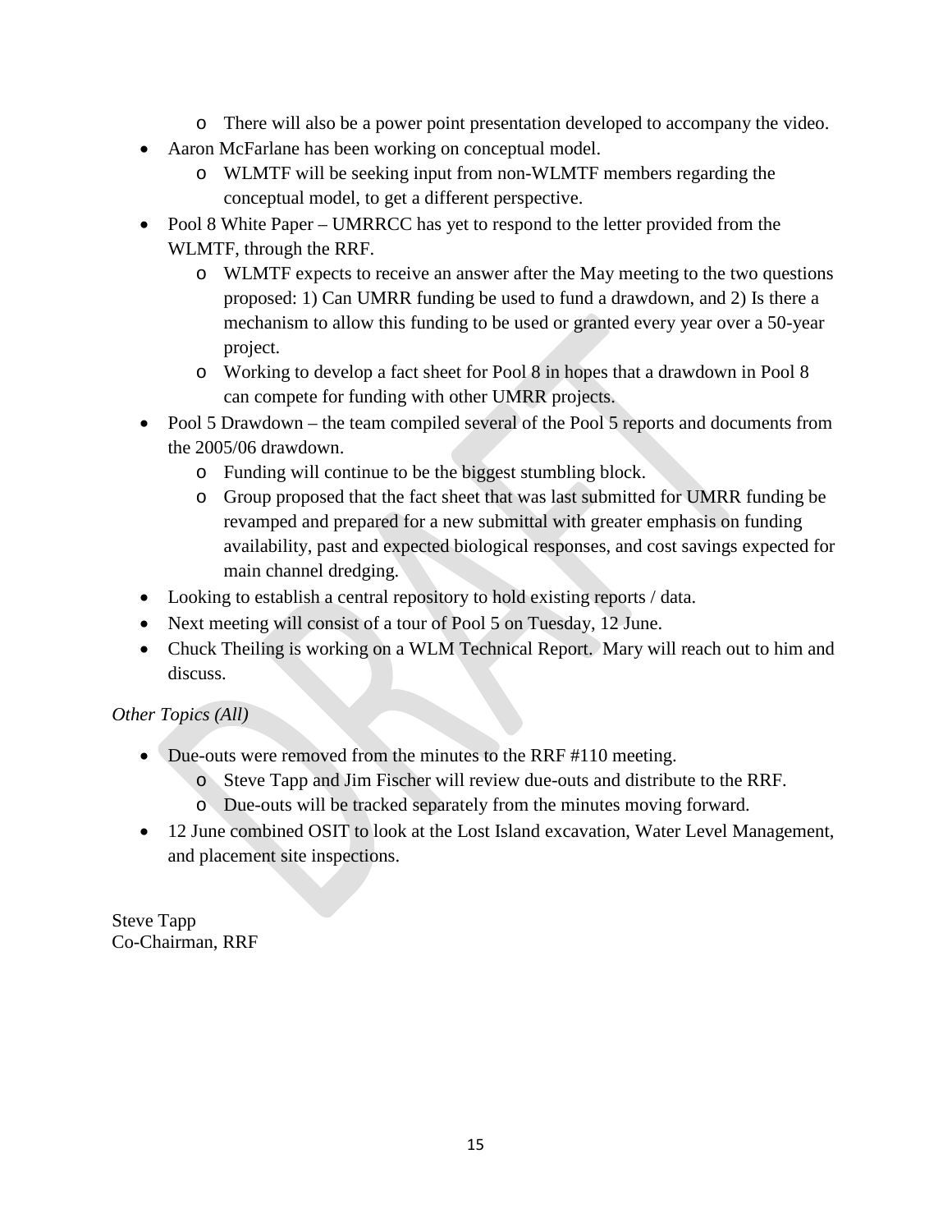- There will also be a power point presentation developed to accompany the video.
- Aaron McFarlane has been working on conceptual model.
  - WLMTF will be seeking input from non-WLMTF members regarding the conceptual model, to get a different perspective.
- Pool 8 White Paper – UMRRCC has yet to respond to the letter provided from the WLMTF, through the RRF.
  - WLMTF expects to receive an answer after the May meeting to the two questions proposed: 1) Can UMRR funding be used to fund a drawdown, and 2) Is there a mechanism to allow this funding to be used or granted every year over a 50-year project.
  - Working to develop a fact sheet for Pool 8 in hopes that a drawdown in Pool 8 can compete for funding with other UMRR projects.
- Pool 5 Drawdown – the team compiled several of the Pool 5 reports and documents from the 2005/06 drawdown.
  - Funding will continue to be the biggest stumbling block.
  - Group proposed that the fact sheet that was last submitted for UMRR funding be revamped and prepared for a new submittal with greater emphasis on funding availability, past and expected biological responses, and cost savings expected for main channel dredging.
- Looking to establish a central repository to hold existing reports / data.
- Next meeting will consist of a tour of Pool 5 on Tuesday, 12 June.
- Chuck Theiling is working on a WLM Technical Report. Mary will reach out to him and discuss.

*Other Topics (All)*

- Due-outs were removed from the minutes to the RRF #110 meeting.
  - Steve Tapp and Jim Fischer will review due-outs and distribute to the RRF.
  - Due-outs will be tracked separately from the minutes moving forward.
- 12 June combined OSIT to look at the Lost Island excavation, Water Level Management, and placement site inspections.

Steve Tapp
Co-Chairman, RRF